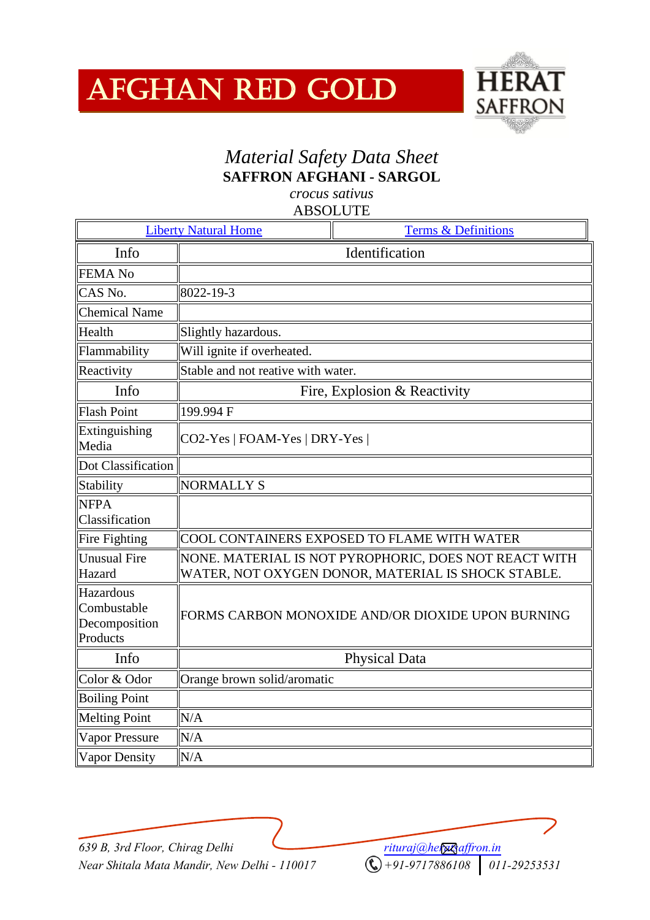AFGHAN RED GOLD

HERAT SAFFRON

# *Material Safety Data Sheet*

**SAFFRON AFGHANI - SARGOL**

*crocus sativus*

ABSOLUTE

| Liberty Natural Home | Terms & Definitions |
|---|---|

| Info | Identification |
|---|---|
| FEMA No | |
| CAS No. | 8022-19-3 |
| Chemical Name | |
| Health | Slightly hazardous. |
| Flammability | Will ignite if overheated. |
| Reactivity | Stable and not reative with water. |
| **Info** | **Fire, Explosion & Reactivity** |
| Flash Point | 199.994 F |
| Extinguishing Media | CO2-Yes \| FOAM-Yes \| DRY-Yes \| |
| Dot Classification | |
| Stability | NORMALLY S |
| NFPA Classification | |
| Fire Fighting | COOL CONTAINERS EXPOSED TO FLAME WITH WATER |
| Unusual Fire Hazard | NONE. MATERIAL IS NOT PYROPHORIC, DOES NOT REACT WITH WATER, NOT OXYGEN DONOR, MATERIAL IS SHOCK STABLE. |
| Hazardous Combustable Decomposition Products | FORMS CARBON MONOXIDE AND/OR DIOXIDE UPON BURNING |
| **Info** | **Physical Data** |
| Color & Odor | Orange brown solid/aromatic |
| Boiling Point | |
| Melting Point | N/A |
| Vapor Pressure | N/A |
| Vapor Density | N/A |

*639 B, 3rd Floor, Chirag Delhi*
*Near Shitala Mata Mandir, New Delhi - 110017*

*rituraj@heratsaffron.in*
*+91-9717886108* | *011-29253531*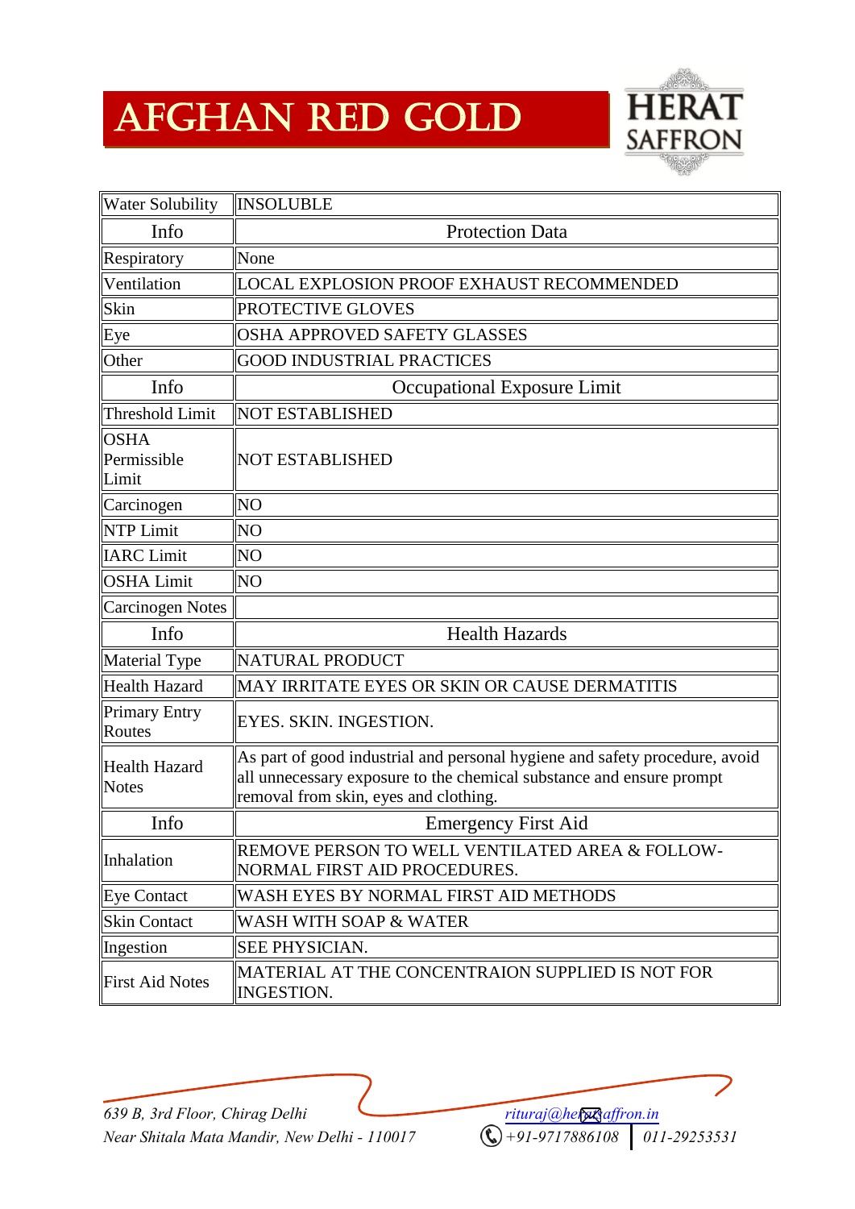# AFGHAN RED GOLD

HERAT SAFFRON

| Water Solubility | INSOLUBLE |
|---|---|
| Info | Protection Data |
| Respiratory | None |
| Ventilation | LOCAL EXPLOSION PROOF EXHAUST RECOMMENDED |
| Skin | PROTECTIVE GLOVES |
| Eye | OSHA APPROVED SAFETY GLASSES |
| Other | GOOD INDUSTRIAL PRACTICES |
| Info | Occupational Exposure Limit |
| Threshold Limit | NOT ESTABLISHED |
| OSHA Permissible Limit | NOT ESTABLISHED |
| Carcinogen | NO |
| NTP Limit | NO |
| IARC Limit | NO |
| OSHA Limit | NO |
| Carcinogen Notes | |
| Info | Health Hazards |
| Material Type | NATURAL PRODUCT |
| Health Hazard | MAY IRRITATE EYES OR SKIN OR CAUSE DERMATITIS |
| Primary Entry Routes | EYES. SKIN. INGESTION. |
| Health Hazard Notes | As part of good industrial and personal hygiene and safety procedure, avoid all unnecessary exposure to the chemical substance and ensure prompt removal from skin, eyes and clothing. |
| Info | Emergency First Aid |
| Inhalation | REMOVE PERSON TO WELL VENTILATED AREA & FOLLOW- NORMAL FIRST AID PROCEDURES. |
| Eye Contact | WASH EYES BY NORMAL FIRST AID METHODS |
| Skin Contact | WASH WITH SOAP & WATER |
| Ingestion | SEE PHYSICIAN. |
| First Aid Notes | MATERIAL AT THE CONCENTRAION SUPPLIED IS NOT FOR INGESTION. |

*639 B, 3rd Floor, Chirag Delhi*
*Near Shitala Mata Mandir, New Delhi - 110017*

*rituraj@heratsaffron.in*
*+91-9717886108 | 011-29253531*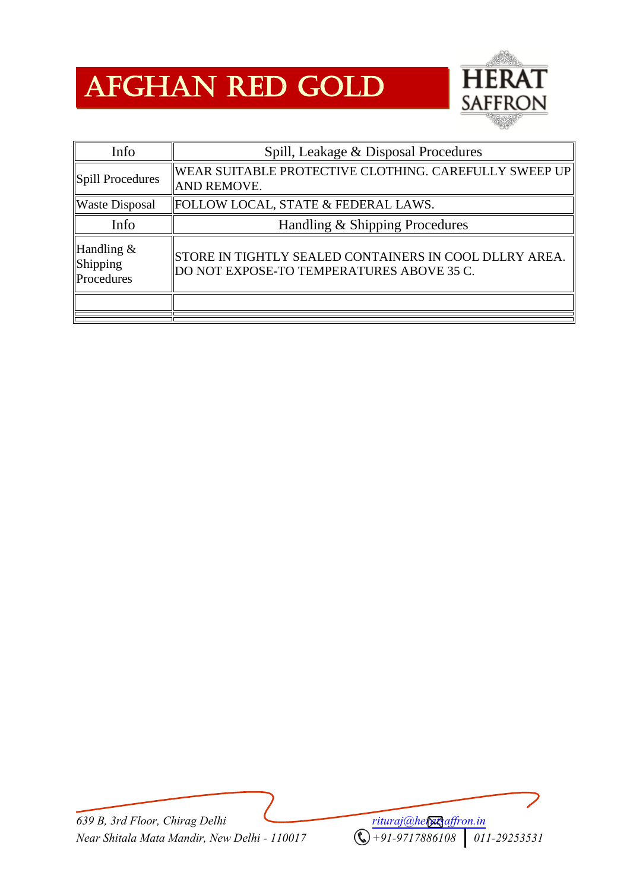# AFGHAN RED GOLD

HERAT SAFFRON

| Info | Spill, Leakage & Disposal Procedures |
|---|---|
| Spill Procedures | WEAR SUITABLE PROTECTIVE CLOTHING. CAREFULLY SWEEP UP AND REMOVE. |
| Waste Disposal | FOLLOW LOCAL, STATE & FEDERAL LAWS. |
| Info | Handling & Shipping Procedures |
| Handling & Shipping Procedures | STORE IN TIGHTLY SEALED CONTAINERS IN COOL DLLRY AREA. DO NOT EXPOSE-TO TEMPERATURES ABOVE 35 C. |
| | |
| | |

*639 B, 3rd Floor, Chirag Delhi*
*Near Shitala Mata Mandir, New Delhi - 110017*

*rituraj@heratsaffron.in*
*+91-9717886108 | 011-29253531*